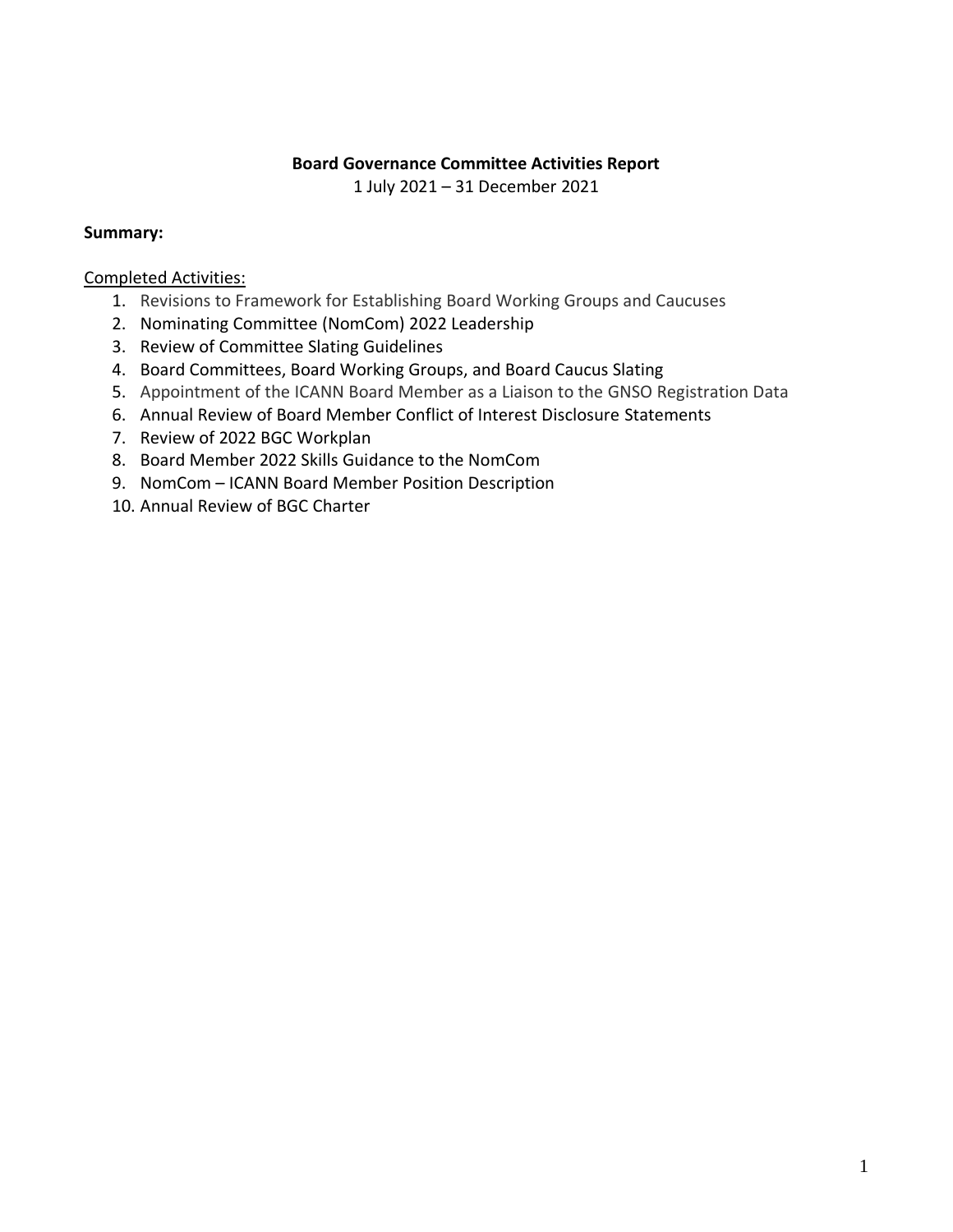**Board Governance Committee Activities Report**

1 July 2021 – 31 December 2021

**Summary:**

<u>Completed Activities:</u>

1. Revisions to Framework for Establishing Board Working Groups and Caucuses
2. Nominating Committee (NomCom) 2022 Leadership
3. Review of Committee Slating Guidelines
4. Board Committees, Board Working Groups, and Board Caucus Slating
5. Appointment of the ICANN Board Member as a Liaison to the GNSO Registration Data
6. Annual Review of Board Member Conflict of Interest Disclosure Statements
7. Review of 2022 BGC Workplan
8. Board Member 2022 Skills Guidance to the NomCom
9. NomCom – ICANN Board Member Position Description
10. Annual Review of BGC Charter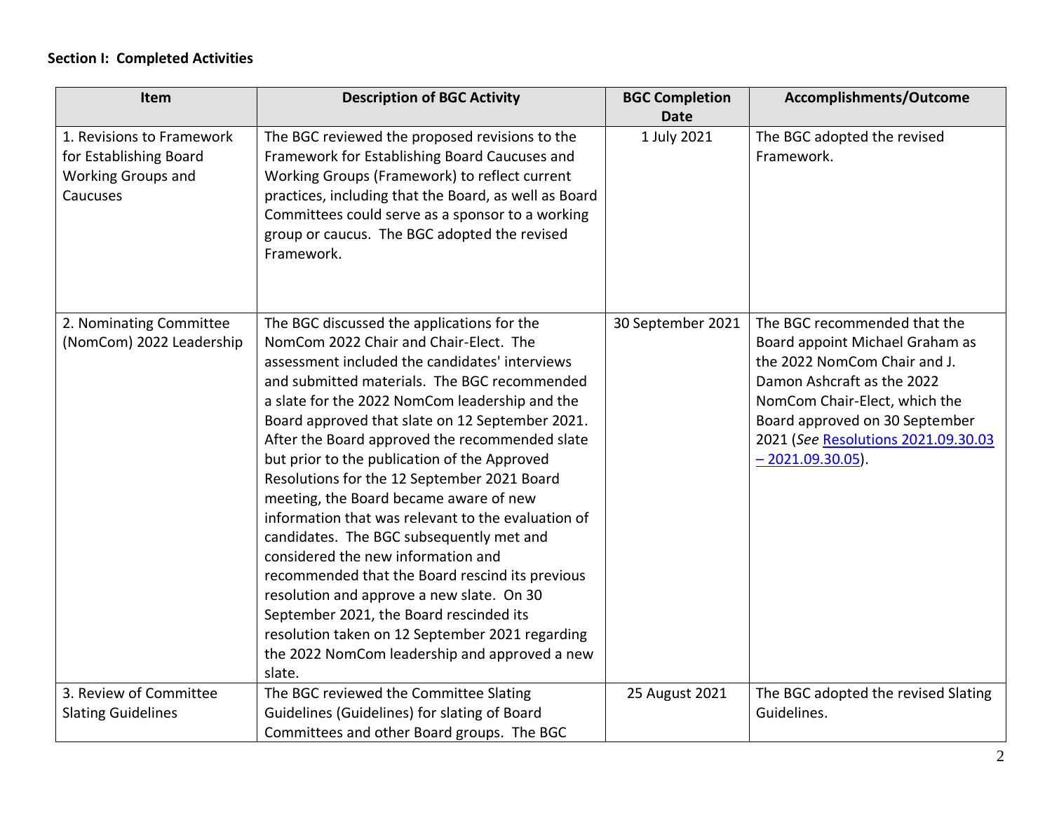**Section I: Completed Activities**

| Item | Description of BGC Activity | BGC Completion Date | Accomplishments/Outcome |
|---|---|---|---|
| 1. Revisions to Framework for Establishing Board Working Groups and Caucuses | The BGC reviewed the proposed revisions to the Framework for Establishing Board Caucuses and Working Groups (Framework) to reflect current practices, including that the Board, as well as Board Committees could serve as a sponsor to a working group or caucus. The BGC adopted the revised Framework. | 1 July 2021 | The BGC adopted the revised Framework. |
| 2. Nominating Committee (NomCom) 2022 Leadership | The BGC discussed the applications for the NomCom 2022 Chair and Chair-Elect. The assessment included the candidates' interviews and submitted materials. The BGC recommended a slate for the 2022 NomCom leadership and the Board approved that slate on 12 September 2021. After the Board approved the recommended slate but prior to the publication of the Approved Resolutions for the 12 September 2021 Board meeting, the Board became aware of new information that was relevant to the evaluation of candidates. The BGC subsequently met and considered the new information and recommended that the Board rescind its previous resolution and approve a new slate. On 30 September 2021, the Board rescinded its resolution taken on 12 September 2021 regarding the 2022 NomCom leadership and approved a new slate. | 30 September 2021 | The BGC recommended that the Board appoint Michael Graham as the 2022 NomCom Chair and J. Damon Ashcraft as the 2022 NomCom Chair-Elect, which the Board approved on 30 September 2021 (*See* Resolutions 2021.09.30.03 – 2021.09.30.05). |
| 3. Review of Committee Slating Guidelines | The BGC reviewed the Committee Slating Guidelines (Guidelines) for slating of Board Committees and other Board groups. The BGC | 25 August 2021 | The BGC adopted the revised Slating Guidelines. |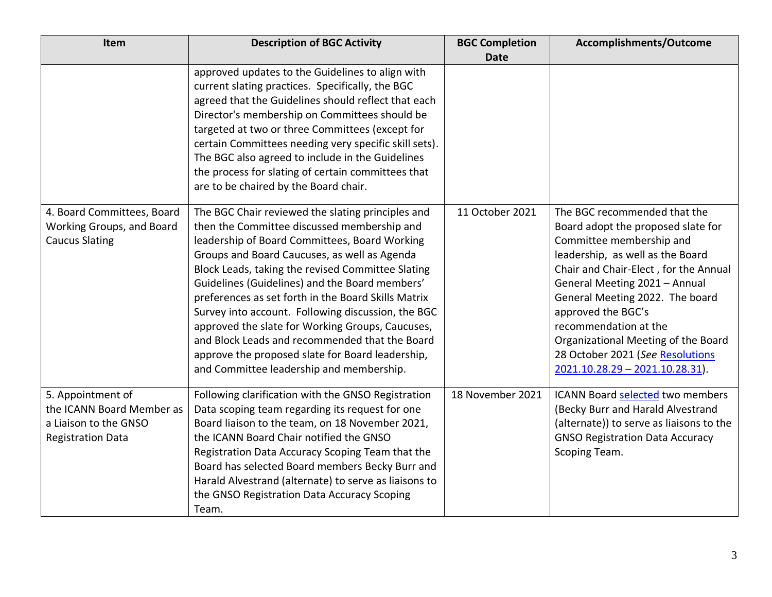| Item | Description of BGC Activity | BGC Completion Date | Accomplishments/Outcome |
|---|---|---|---|
| | approved updates to the Guidelines to align with current slating practices. Specifically, the BGC agreed that the Guidelines should reflect that each Director's membership on Committees should be targeted at two or three Committees (except for certain Committees needing very specific skill sets). The BGC also agreed to include in the Guidelines the process for slating of certain committees that are to be chaired by the Board chair. | | |
| 4. Board Committees, Board Working Groups, and Board Caucus Slating | The BGC Chair reviewed the slating principles and then the Committee discussed membership and leadership of Board Committees, Board Working Groups and Board Caucuses, as well as Agenda Block Leads, taking the revised Committee Slating Guidelines (Guidelines) and the Board members' preferences as set forth in the Board Skills Matrix Survey into account. Following discussion, the BGC approved the slate for Working Groups, Caucuses, and Block Leads and recommended that the Board approve the proposed slate for Board leadership, and Committee leadership and membership. | 11 October 2021 | The BGC recommended that the Board adopt the proposed slate for Committee membership and leadership, as well as the Board Chair and Chair-Elect , for the Annual General Meeting 2021 – Annual General Meeting 2022. The board approved the BGC's recommendation at the Organizational Meeting of the Board 28 October 2021 (*See* Resolutions 2021.10.28.29 – 2021.10.28.31). |
| 5. Appointment of the ICANN Board Member as a Liaison to the GNSO Registration Data | Following clarification with the GNSO Registration Data scoping team regarding its request for one Board liaison to the team, on 18 November 2021, the ICANN Board Chair notified the GNSO Registration Data Accuracy Scoping Team that the Board has selected Board members Becky Burr and Harald Alvestrand (alternate) to serve as liaisons to the GNSO Registration Data Accuracy Scoping Team. | 18 November 2021 | ICANN Board selected two members (Becky Burr and Harald Alvestrand (alternate)) to serve as liaisons to the GNSO Registration Data Accuracy Scoping Team. |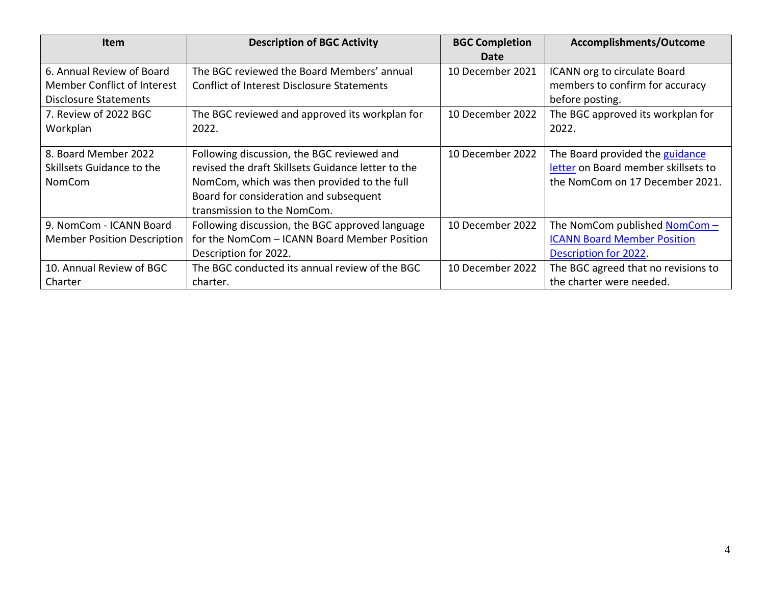| Item | Description of BGC Activity | BGC Completion Date | Accomplishments/Outcome |
|---|---|---|---|
| 6. Annual Review of Board Member Conflict of Interest Disclosure Statements | The BGC reviewed the Board Members' annual Conflict of Interest Disclosure Statements | 10 December 2021 | ICANN org to circulate Board members to confirm for accuracy before posting. |
| 7. Review of 2022 BGC Workplan | The BGC reviewed and approved its workplan for 2022. | 10 December 2022 | The BGC approved its workplan for 2022. |
| 8. Board Member 2022 Skillsets Guidance to the NomCom | Following discussion, the BGC reviewed and revised the draft Skillsets Guidance letter to the NomCom, which was then provided to the full Board for consideration and subsequent transmission to the NomCom. | 10 December 2022 | The Board provided the guidance letter on Board member skillsets to the NomCom on 17 December 2021. |
| 9. NomCom - ICANN Board Member Position Description | Following discussion, the BGC approved language for the NomCom – ICANN Board Member Position Description for 2022. | 10 December 2022 | The NomCom published NomCom – ICANN Board Member Position Description for 2022. |
| 10. Annual Review of BGC Charter | The BGC conducted its annual review of the BGC charter. | 10 December 2022 | The BGC agreed that no revisions to the charter were needed. |